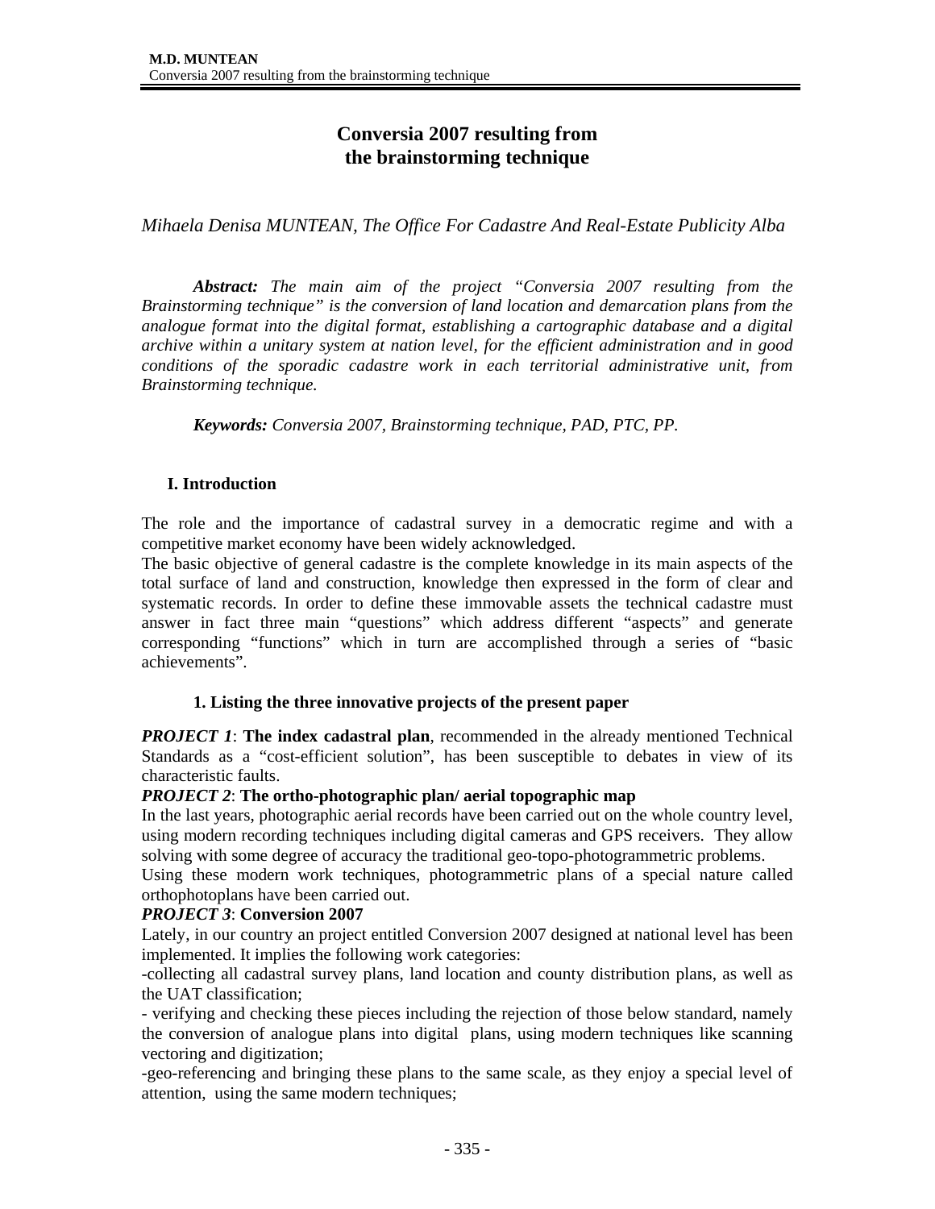# Conversia 2007 resulting from the brainstorming technique

*Mihaela Denisa MUNTEAN, The Office For Cadastre And Real-Estate Publicity Alba*

***Abstract:*** *The main aim of the project "Conversia 2007 resulting from the Brainstorming technique" is the conversion of land location and demarcation plans from the analogue format into the digital format, establishing a cartographic database and a digital archive within a unitary system at nation level, for the efficient administration and in good conditions of the sporadic cadastre work in each territorial administrative unit, from Brainstorming technique.*

***Keywords:*** *Conversia 2007, Brainstorming technique, PAD, PTC, PP.*

## I. Introduction

The role and the importance of cadastral survey in a democratic regime and with a competitive market economy have been widely acknowledged.
The basic objective of general cadastre is the complete knowledge in its main aspects of the total surface of land and construction, knowledge then expressed in the form of clear and systematic records. In order to define these immovable assets the technical cadastre must answer in fact three main "questions" which address different "aspects" and generate corresponding "functions" which in turn are accomplished through a series of "basic achievements".

### 1. Listing the three innovative projects of the present paper

***PROJECT 1***: **The index cadastral plan**, recommended in the already mentioned Technical Standards as a "cost-efficient solution", has been susceptible to debates in view of its characteristic faults.

***PROJECT 2***: **The ortho-photographic plan/ aerial topographic map**

In the last years, photographic aerial records have been carried out on the whole country level, using modern recording techniques including digital cameras and GPS receivers. They allow solving with some degree of accuracy the traditional geo-topo-photogrammetric problems.
Using these modern work techniques, photogrammetric plans of a special nature called orthophotoplans have been carried out.

***PROJECT 3***: **Conversion 2007**

Lately, in our country an project entitled Conversion 2007 designed at national level has been implemented. It implies the following work categories:

-collecting all cadastral survey plans, land location and county distribution plans, as well as the UAT classification;

- verifying and checking these pieces including the rejection of those below standard, namely the conversion of analogue plans into digital plans, using modern techniques like scanning vectoring and digitization;

-geo-referencing and bringing these plans to the same scale, as they enjoy a special level of attention, using the same modern techniques;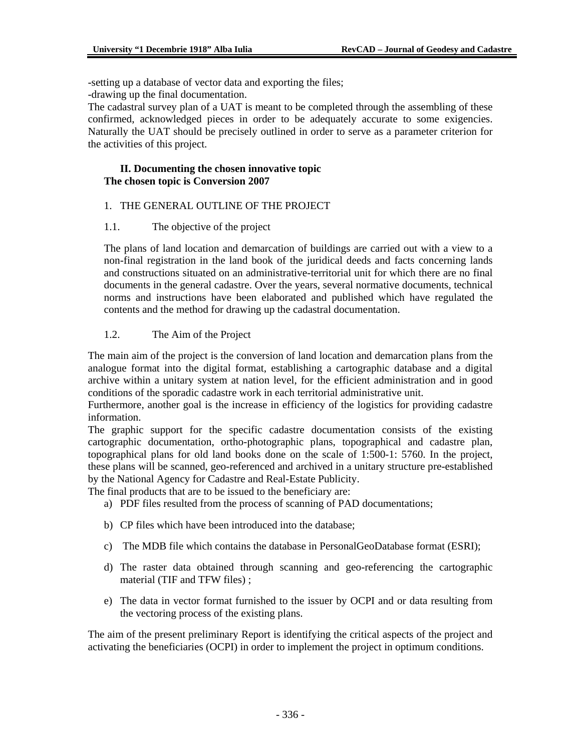-setting up a database of vector data and exporting the files;
-drawing up the final documentation.
The cadastral survey plan of a UAT is meant to be completed through the assembling of these confirmed, acknowledged pieces in order to be adequately accurate to some exigencies. Naturally the UAT should be precisely outlined in order to serve as a parameter criterion for the activities of this project.

## II. Documenting the chosen innovative topic

**The chosen topic is Conversion 2007**

1. THE GENERAL OUTLINE OF THE PROJECT

1.1. The objective of the project

The plans of land location and demarcation of buildings are carried out with a view to a non-final registration in the land book of the juridical deeds and facts concerning lands and constructions situated on an administrative-territorial unit for which there are no final documents in the general cadastre. Over the years, several normative documents, technical norms and instructions have been elaborated and published which have regulated the contents and the method for drawing up the cadastral documentation.

1.2. The Aim of the Project

The main aim of the project is the conversion of land location and demarcation plans from the analogue format into the digital format, establishing a cartographic database and a digital archive within a unitary system at nation level, for the efficient administration and in good conditions of the sporadic cadastre work in each territorial administrative unit.
Furthermore, another goal is the increase in efficiency of the logistics for providing cadastre information.
The graphic support for the specific cadastre documentation consists of the existing cartographic documentation, ortho-photographic plans, topographical and cadastre plan, topographical plans for old land books done on the scale of 1:500-1: 5760. In the project, these plans will be scanned, geo-referenced and archived in a unitary structure pre-established by the National Agency for Cadastre and Real-Estate Publicity.
The final products that are to be issued to the beneficiary are:

a) PDF files resulted from the process of scanning of PAD documentations;

b) CP files which have been introduced into the database;

c) The MDB file which contains the database in PersonalGeoDatabase format (ESRI);

d) The raster data obtained through scanning and geo-referencing the cartographic material (TIF and TFW files) ;

e) The data in vector format furnished to the issuer by OCPI and or data resulting from the vectoring process of the existing plans.

The aim of the present preliminary Report is identifying the critical aspects of the project and activating the beneficiaries (OCPI) in order to implement the project in optimum conditions.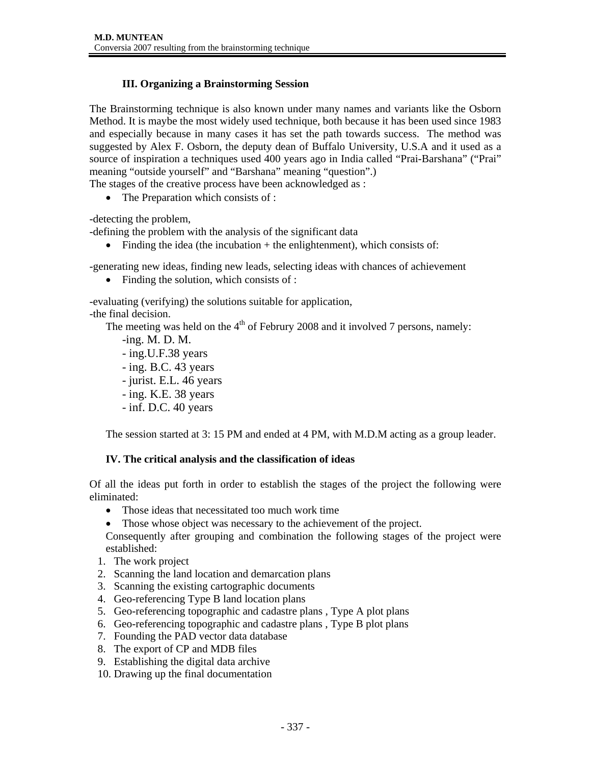### III. Organizing a Brainstorming Session

The Brainstorming technique is also known under many names and variants like the Osborn Method. It is maybe the most widely used technique, both because it has been used since 1983 and especially because in many cases it has set the path towards success. The method was suggested by Alex F. Osborn, the deputy dean of Buffalo University, U.S.A and it used as a source of inspiration a techniques used 400 years ago in India called "Prai-Barshana" ("Prai" meaning "outside yourself" and "Barshana" meaning "question".)

The stages of the creative process have been acknowledged as :

- The Preparation which consists of :

-detecting the problem,
-defining the problem with the analysis of the significant data

- Finding the idea (the incubation + the enlightenment), which consists of:

-generating new ideas, finding new leads, selecting ideas with chances of achievement

- Finding the solution, which consists of :

-evaluating (verifying) the solutions suitable for application,
-the final decision.

The meeting was held on the 4th of Februry 2008 and it involved 7 persons, namely:

-ing. M. D. M.
- ing.U.F.38 years
- ing. B.C. 43 years
- jurist. E.L. 46 years
- ing. K.E. 38 years
- inf. D.C. 40 years

The session started at 3: 15 PM and ended at 4 PM, with M.D.M acting as a group leader.

### IV. The critical analysis and the classification of ideas

Of all the ideas put forth in order to establish the stages of the project the following were eliminated:

- Those ideas that necessitated too much work time
- Those whose object was necessary to the achievement of the project.

Consequently after grouping and combination the following stages of the project were established:

1. The work project
2. Scanning the land location and demarcation plans
3. Scanning the existing cartographic documents
4. Geo-referencing Type B land location plans
5. Geo-referencing topographic and cadastre plans , Type A plot plans
6. Geo-referencing topographic and cadastre plans , Type B plot plans
7. Founding the PAD vector data database
8. The export of CP and MDB files
9. Establishing the digital data archive
10. Drawing up the final documentation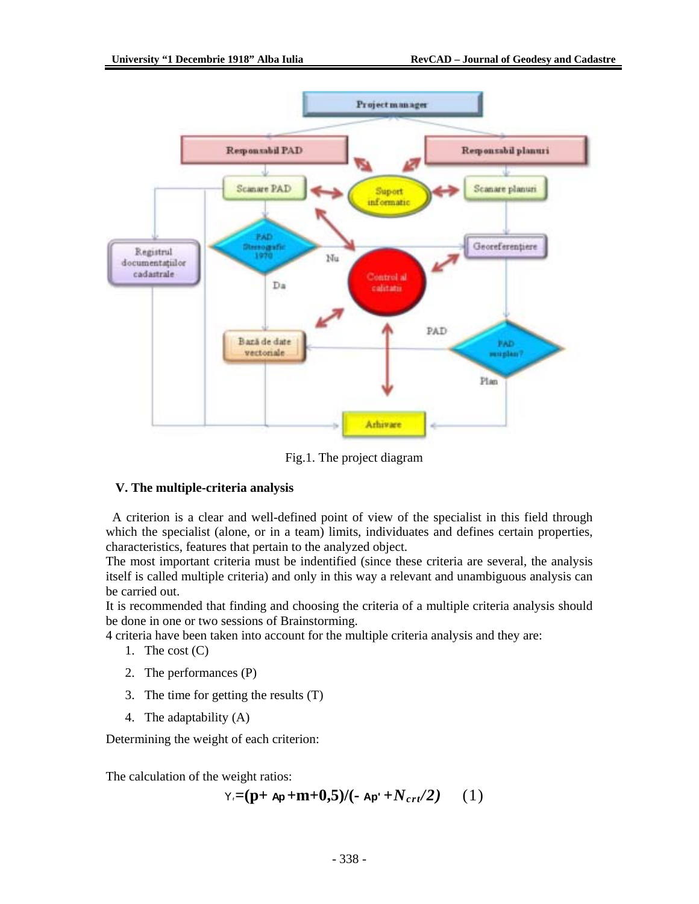Fig.1. The project diagram

## V. The multiple-criteria analysis

A criterion is a clear and well-defined point of view of the specialist in this field through which the specialist (alone, or in a team) limits, individuates and defines certain properties, characteristics, features that pertain to the analyzed object.

The most important criteria must be indentified (since these criteria are several, the analysis itself is called multiple criteria) and only in this way a relevant and unambiguous analysis can be carried out.

It is recommended that finding and choosing the criteria of a multiple criteria analysis should be done in one or two sessions of Brainstorming.

4 criteria have been taken into account for the multiple criteria analysis and they are:

1. The cost (C)
2. The performances (P)
3. The time for getting the results (T)
4. The adaptability (A)

Determining the weight of each criterion:

The calculation of the weight ratios:

$$\gamma_i = (p + \Delta p + m + 0{,}5)/(-\Delta p' + N_{crt}/2) \qquad (1)$$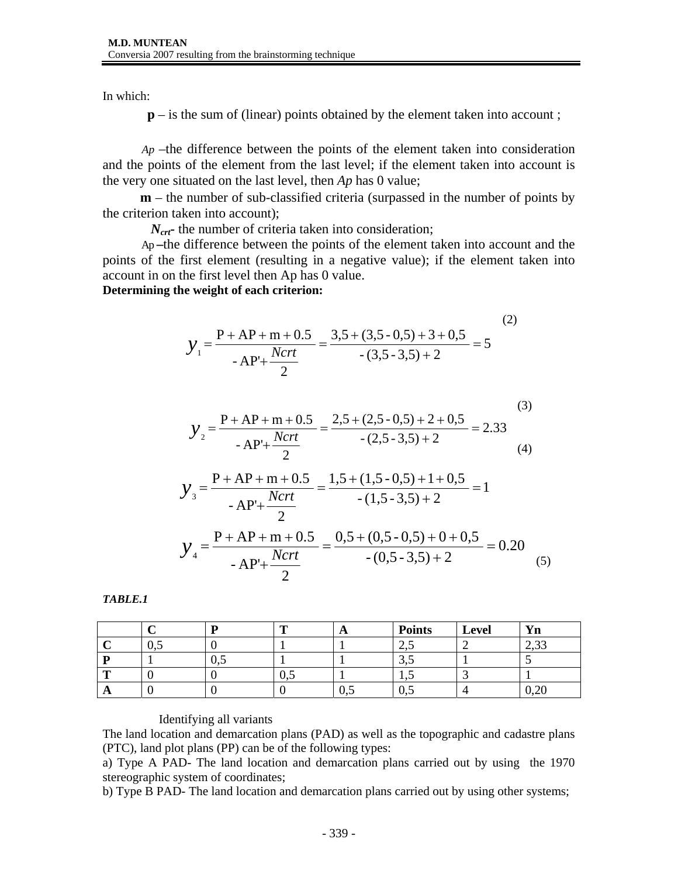In which:

**p** – is the sum of (linear) points obtained by the element taken into account ;

*Ap* –the difference between the points of the element taken into consideration and the points of the element from the last level; if the element taken into account is the very one situated on the last level, then *Ap* has 0 value;

**m** – the number of sub-classified criteria (surpassed in the number of points by the criterion taken into account);

$N_{crt}$- the number of criteria taken into consideration;

Ap –the difference between the points of the element taken into account and the points of the first element (resulting in a negative value); if the element taken into account in on the first level then Ap has 0 value.

**Determining the weight of each criterion:**

$$y_1 = \frac{\mathrm{P} + \mathrm{AP} + \mathrm{m} + 0.5}{-\,\mathrm{AP'} + \frac{Ncrt}{2}} = \frac{3{,}5 + (3{,}5 - 0{,}5) + 3 + 0{,}5}{-(3{,}5 - 3{,}5) + 2} = 5 \tag{2}$$

$$y_2 = \frac{\mathrm{P} + \mathrm{AP} + \mathrm{m} + 0.5}{-\,\mathrm{AP'} + \frac{Ncrt}{2}} = \frac{2{,}5 + (2{,}5 - 0{,}5) + 2 + 0{,}5}{-(2{,}5 - 3{,}5) + 2} = 2.33 \tag{3}$$

$$y_3 = \frac{\mathrm{P} + \mathrm{AP} + \mathrm{m} + 0.5}{-\,\mathrm{AP'} + \frac{Ncrt}{2}} = \frac{1{,}5 + (1{,}5 - 0{,}5) + 1 + 0{,}5}{-(1{,}5 - 3{,}5) + 2} = 1 \tag{4}$$

$$y_4 = \frac{\mathrm{P} + \mathrm{AP} + \mathrm{m} + 0.5}{-\,\mathrm{AP'} + \frac{Ncrt}{2}} = \frac{0{,}5 + (0{,}5 - 0{,}5) + 0 + 0{,}5}{-(0{,}5 - 3{,}5) + 2} = 0.20 \tag{5}$$

***TABLE.1***

| | **C** | **P** | **T** | **A** | **Points** | **Level** | **Yn** |
|---|---|---|---|---|---|---|---|
| **C** | 0,5 | 0 | 1 | 1 | 2,5 | 2 | 2,33 |
| **P** | 1 | 0,5 | 1 | 1 | 3,5 | 1 | 5 |
| **T** | 0 | 0 | 0,5 | 1 | 1,5 | 3 | 1 |
| **A** | 0 | 0 | 0 | 0,5 | 0,5 | 4 | 0,20 |

Identifying all variants

The land location and demarcation plans (PAD) as well as the topographic and cadastre plans (PTC), land plot plans (PP) can be of the following types:

a) Type A PAD- The land location and demarcation plans carried out by using the 1970 stereographic system of coordinates;

b) Type B PAD- The land location and demarcation plans carried out by using other systems;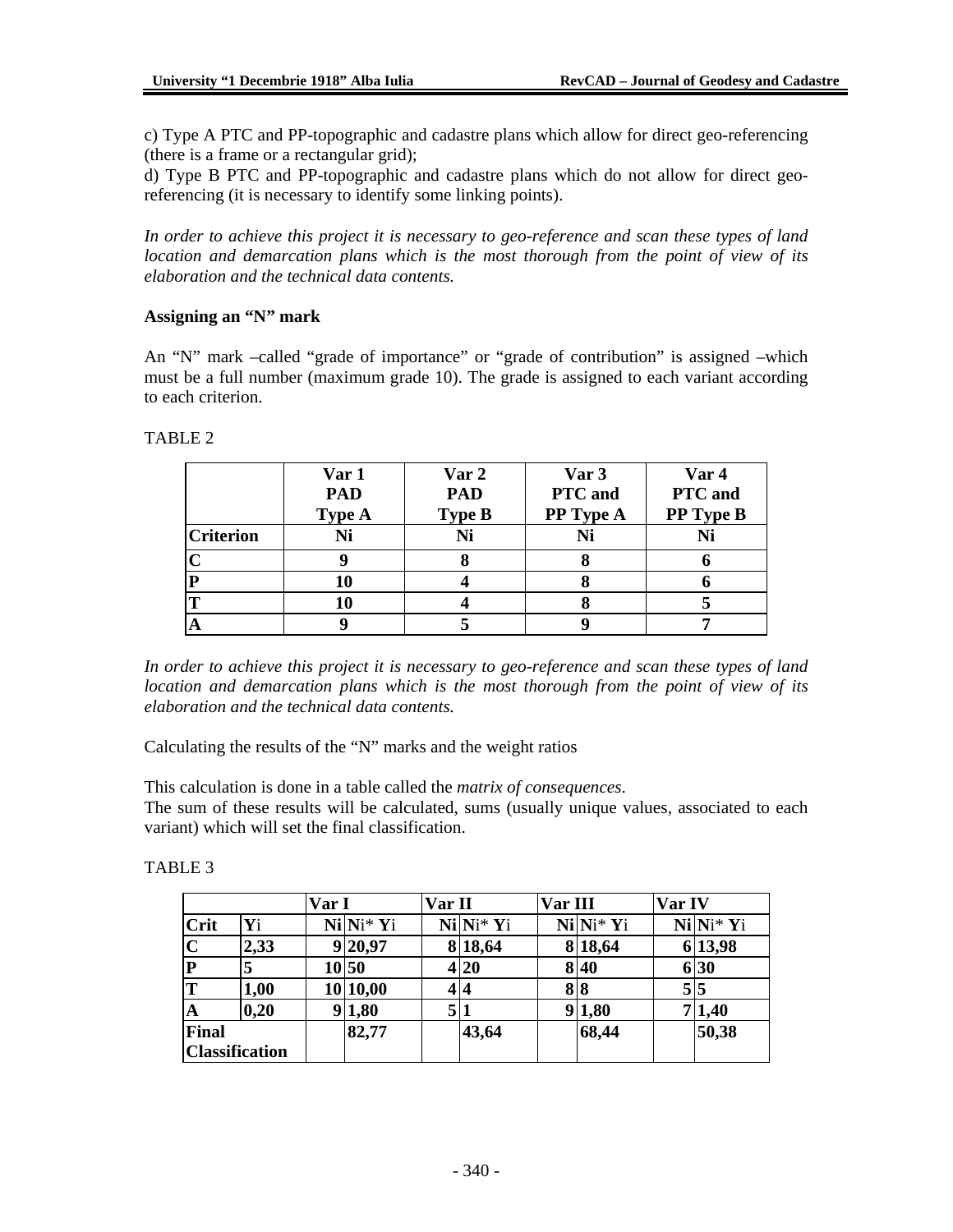c) Type A PTC and PP-topographic and cadastre plans which allow for direct geo-referencing (there is a frame or a rectangular grid);

d) Type B PTC and PP-topographic and cadastre plans which do not allow for direct geo-referencing (it is necessary to identify some linking points).

*In order to achieve this project it is necessary to geo-reference and scan these types of land location and demarcation plans which is the most thorough from the point of view of its elaboration and the technical data contents.*

**Assigning an "N" mark**

An "N" mark –called "grade of importance" or "grade of contribution" is assigned –which must be a full number (maximum grade 10). The grade is assigned to each variant according to each criterion.

TABLE 2

| | **Var 1 PAD Type A** | **Var 2 PAD Type B** | **Var 3 PTC and PP Type A** | **Var 4 PTC and PP Type B** |
|---|---|---|---|---|
| **Criterion** | **Ni** | **Ni** | **Ni** | **Ni** |
| **C** | **9** | **8** | **8** | **6** |
| **P** | **10** | **4** | **8** | **6** |
| **T** | **10** | **4** | **8** | **5** |
| **A** | **9** | **5** | **9** | **7** |

*In order to achieve this project it is necessary to geo-reference and scan these types of land location and demarcation plans which is the most thorough from the point of view of its elaboration and the technical data contents.*

Calculating the results of the "N" marks and the weight ratios

This calculation is done in a table called the *matrix of consequences*.

The sum of these results will be calculated, sums (usually unique values, associated to each variant) which will set the final classification.

TABLE 3

| | | **Var I** | | **Var II** | | **Var III** | | **Var IV** | |
|---|---|---|---|---|---|---|---|---|---|
| **Crit** | **Y**i | **Ni** | **N**i* **Y**i | **Ni** | **N**i* **Y**i | **Ni** | **N**i* **Y**i | **Ni** | **N**i* **Y**i |
| **C** | **2,33** | **9** | **20,97** | **8** | **18,64** | **8** | **18,64** | **6** | **13,98** |
| **P** | **5** | **10** | **50** | **4** | **20** | **8** | **40** | **6** | **30** |
| **T** | **1,00** | **10** | **10,00** | **4** | **4** | **8** | **8** | **5** | **5** |
| **A** | **0,20** | **9** | **1,80** | **5** | **1** | **9** | **1,80** | **7** | **1,40** |
| **Final Classification** | | | **82,77** | | **43,64** | | **68,44** | | **50,38** |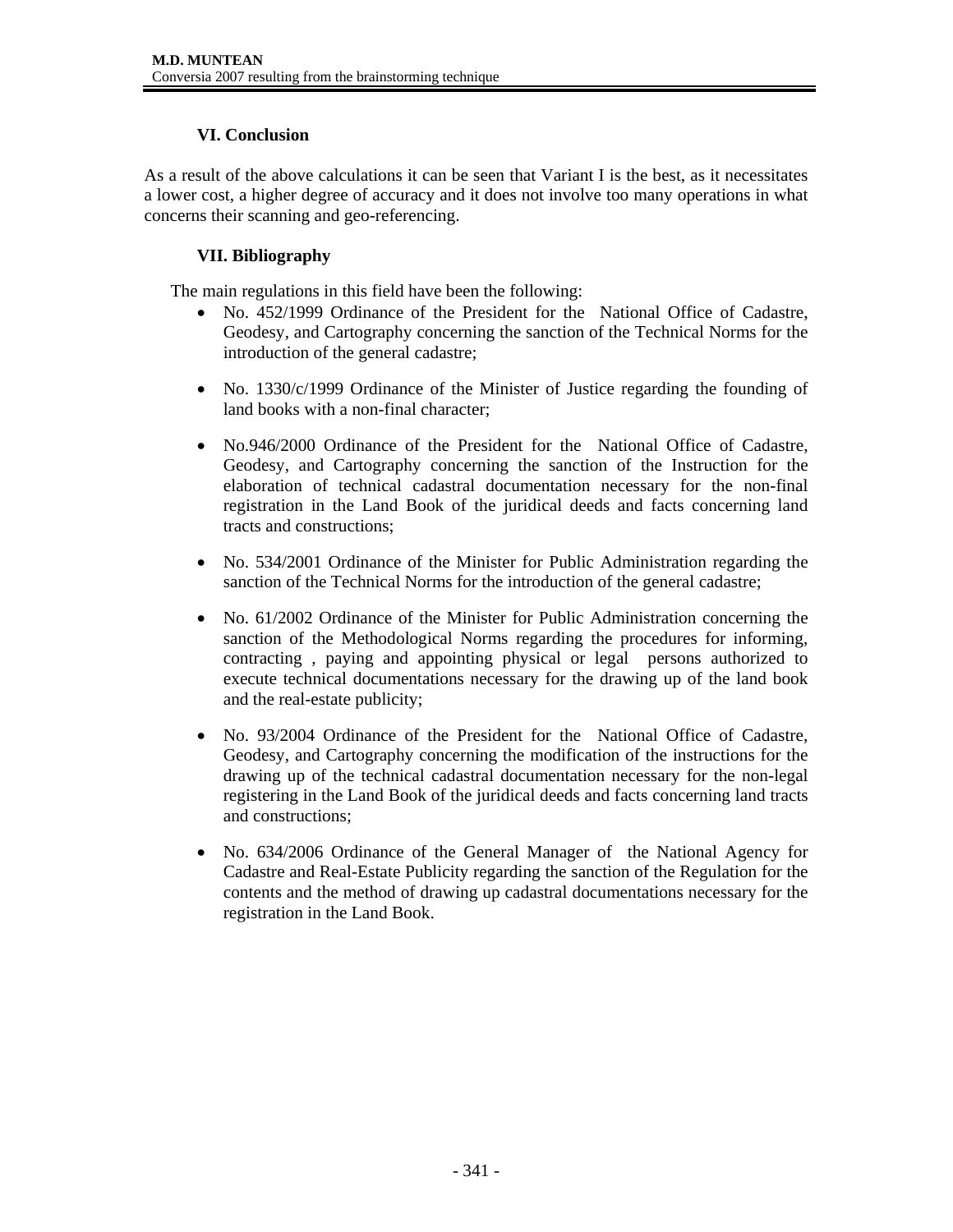## VI. Conclusion

As a result of the above calculations it can be seen that Variant I is the best, as it necessitates a lower cost, a higher degree of accuracy and it does not involve too many operations in what concerns their scanning and geo-referencing.

## VII. Bibliography

The main regulations in this field have been the following:

- No. 452/1999 Ordinance of the President for the National Office of Cadastre, Geodesy, and Cartography concerning the sanction of the Technical Norms for the introduction of the general cadastre;

- No. 1330/c/1999 Ordinance of the Minister of Justice regarding the founding of land books with a non-final character;

- No.946/2000 Ordinance of the President for the National Office of Cadastre, Geodesy, and Cartography concerning the sanction of the Instruction for the elaboration of technical cadastral documentation necessary for the non-final registration in the Land Book of the juridical deeds and facts concerning land tracts and constructions;

- No. 534/2001 Ordinance of the Minister for Public Administration regarding the sanction of the Technical Norms for the introduction of the general cadastre;

- No. 61/2002 Ordinance of the Minister for Public Administration concerning the sanction of the Methodological Norms regarding the procedures for informing, contracting , paying and appointing physical or legal persons authorized to execute technical documentations necessary for the drawing up of the land book and the real-estate publicity;

- No. 93/2004 Ordinance of the President for the National Office of Cadastre, Geodesy, and Cartography concerning the modification of the instructions for the drawing up of the technical cadastral documentation necessary for the non-legal registering in the Land Book of the juridical deeds and facts concerning land tracts and constructions;

- No. 634/2006 Ordinance of the General Manager of the National Agency for Cadastre and Real-Estate Publicity regarding the sanction of the Regulation for the contents and the method of drawing up cadastral documentations necessary for the registration in the Land Book.